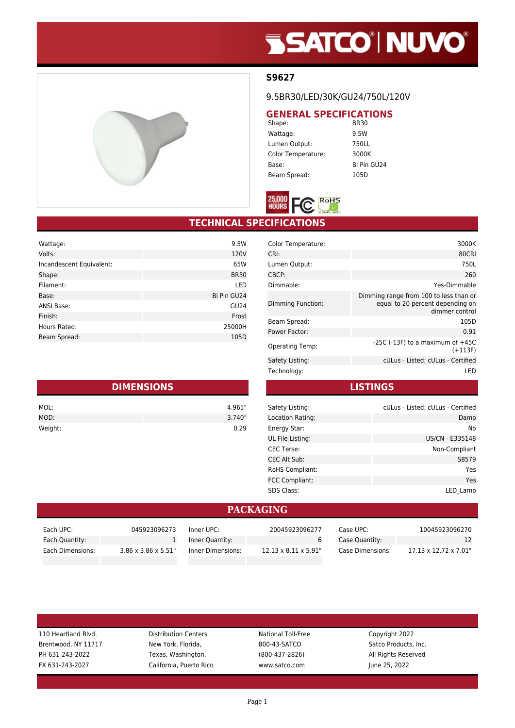# S9627

9.5BR30/LED/30K/GU24/750L/120V

## GENERAL SPECIFICATIONS

| | |
|---|---|
| Shape: | BR30 |
| Wattage: | 9.5W |
| Lumen Output: | 750LL |
| Color Temperature: | 3000K |
| Base: | Bi Pin GU24 |
| Beam Spread: | 105D |

25,000 HOURS

## TECHNICAL SPECIFICATIONS

| | |
|---|---|
| Wattage: | 9.5W |
| Volts: | 120V |
| Incandescent Equivalent: | 65W |
| Shape: | BR30 |
| Filament: | LED |
| Base: | Bi Pin GU24 |
| ANSI Base: | GU24 |
| Finish: | Frost |
| Hours Rated: | 25000H |
| Beam Spread: | 105D |

| | |
|---|---|
| Color Temperature: | 3000K |
| CRI: | 80CRI |
| Lumen Output: | 750L |
| CBCP: | 260 |
| Dimmable: | Yes-Dimmable |
| Dimming Function: | Dimming range from 100 to less than or equal to 20 percent depending on dimmer control |
| Beam Spread: | 105D |
| Power Factor: | 0.91 |
| Operating Temp: | -25C (-13F) to a maximum of +45C (+113F) |
| Safety Listing: | cULus - Listed; cULus - Certified |
| Technology: | LED |

## DIMENSIONS

| | |
|---|---|
| MOL: | 4.961" |
| MOD: | 3.740" |
| Weight: | 0.29 |

## LISTINGS

| | |
|---|---|
| Safety Listing: | cULus - Listed; cULus - Certified |
| Location Rating: | Damp |
| Energy Star: | No |
| UL File Listing: | US/CN - E335148 |
| CEC Terse: | Non-Compliant |
| CEC Alt Sub: | S8579 |
| RoHS Compliant: | Yes |
| FCC Compliant: | Yes |
| SDS Class: | LED_Lamp |

## PACKAGING

| | | | | | |
|---|---|---|---|---|---|
| Each UPC: | 045923096273 | Inner UPC: | 20045923096277 | Case UPC: | 10045923096270 |
| Each Quantity: | 1 | Inner Quantity: | 6 | Case Quantity: | 12 |
| Each Dimensions: | 3.86 x 3.86 x 5.51" | Inner Dimensions: | 12.13 x 8.11 x 5.91" | Case Dimensions: | 17.13 x 12.72 x 7.01" |

110 Heartland Blvd.
Brentwood, NY 11717
PH 631-243-2022
FX 631-243-2027

Distribution Centers
New York, Florida,
Texas, Washington,
California, Puerto Rico

National Toll-Free
800-43-SATCO
(800-437-2826)
www.satco.com

Copyright 2022
Satco Products, Inc.
All Rights Reserved
June 25, 2022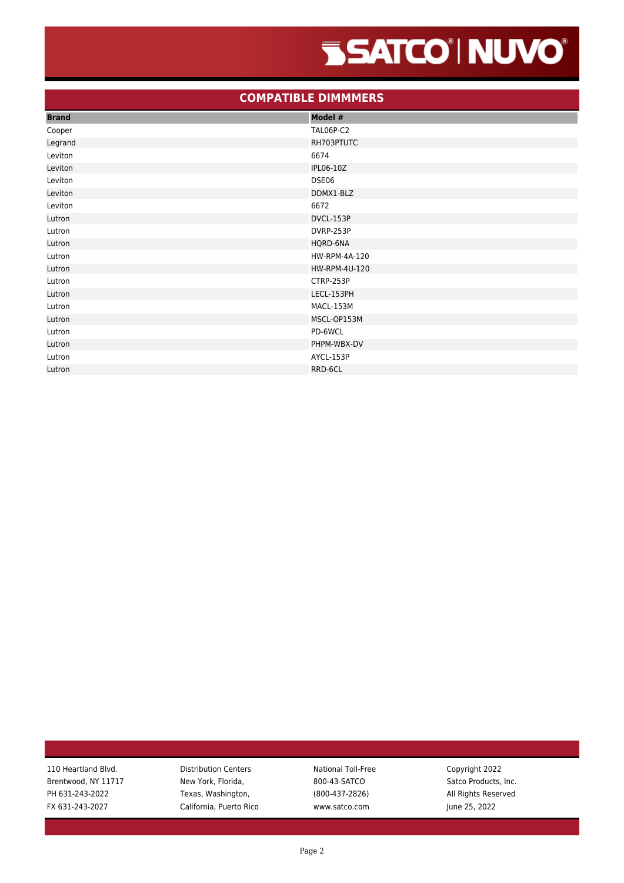## COMPATIBLE DIMMMERS

| Brand | Model # |
|---|---|
| Cooper | TAL06P-C2 |
| Legrand | RH703PTUTC |
| Leviton | 6674 |
| Leviton | IPL06-10Z |
| Leviton | DSE06 |
| Leviton | DDMX1-BLZ |
| Leviton | 6672 |
| Lutron | DVCL-153P |
| Lutron | DVRP-253P |
| Lutron | HQRD-6NA |
| Lutron | HW-RPM-4A-120 |
| Lutron | HW-RPM-4U-120 |
| Lutron | CTRP-253P |
| Lutron | LECL-153PH |
| Lutron | MACL-153M |
| Lutron | MSCL-OP153M |
| Lutron | PD-6WCL |
| Lutron | PHPM-WBX-DV |
| Lutron | AYCL-153P |
| Lutron | RRD-6CL |

110 Heartland Blvd.
Brentwood, NY 11717
PH 631-243-2022
FX 631-243-2027

Distribution Centers
New York, Florida,
Texas, Washington,
California, Puerto Rico

National Toll-Free
800-43-SATCO
(800-437-2826)
www.satco.com

Copyright 2022
Satco Products, Inc.
All Rights Reserved
June 25, 2022